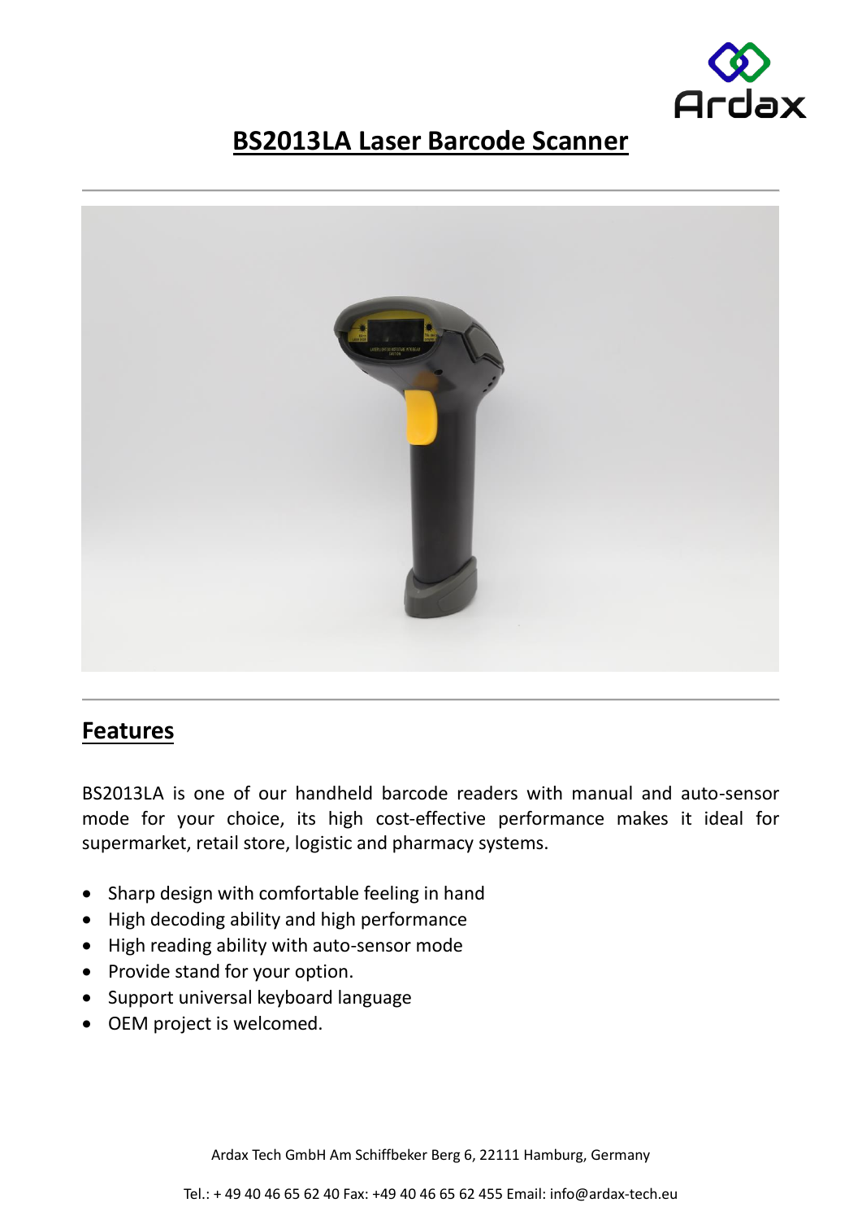# BS2013LA Laser Barcode Scanner

## Features

BS2013LA is one of our handheld barcode readers with manual and auto-sensor mode for your choice, its high cost-effective performance makes it ideal for supermarket, retail store, logistic and pharmacy systems.

- Sharp design with comfortable feeling in hand
- High decoding ability and high performance
- High reading ability with auto-sensor mode
- Provide stand for your option.
- Support universal keyboard language
- OEM project is welcomed.

Ardax Tech GmbH Am Schiffbeker Berg 6, 22111 Hamburg, Germany

Tel.: + 49 40 46 65 62 40 Fax: +49 40 46 65 62 455 Email: info@ardax-tech.eu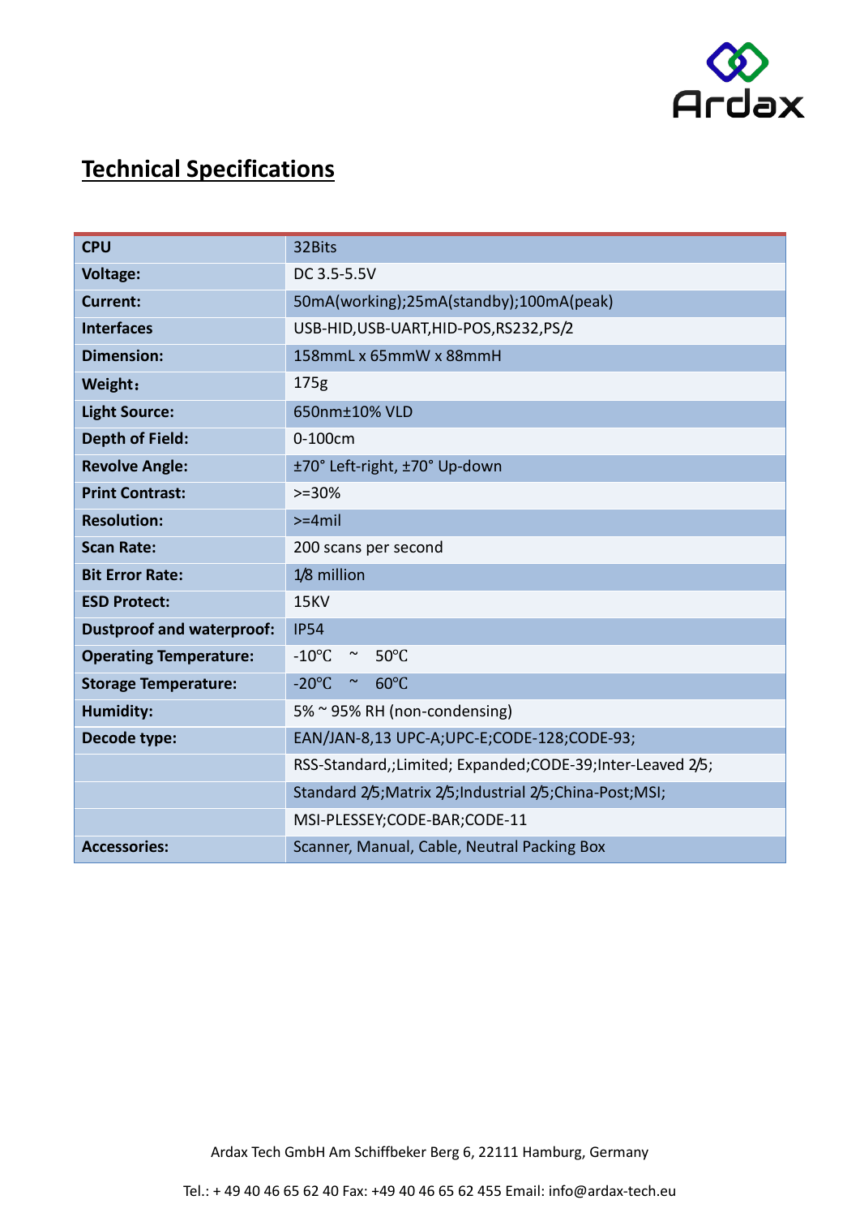## Technical Specifications

| | |
|---|---|
| **CPU** | 32Bits |
| **Voltage:** | DC 3.5-5.5V |
| **Current:** | 50mA(working);25mA(standby);100mA(peak) |
| **Interfaces** | USB-HID,USB-UART,HID-POS,RS232,PS/2 |
| **Dimension:** | 158mmL x 65mmW x 88mmH |
| **Weight：** | 175g |
| **Light Source:** | 650nm±10% VLD |
| **Depth of Field:** | 0-100cm |
| **Revolve Angle:** | ±70° Left-right, ±70° Up-down |
| **Print Contrast:** | >=30% |
| **Resolution:** | >=4mil |
| **Scan Rate:** | 200 scans per second |
| **Bit Error Rate:** | 1/8 million |
| **ESD Protect:** | 15KV |
| **Dustproof and waterproof:** | IP54 |
| **Operating Temperature:** | -10℃ ~ 50℃ |
| **Storage Temperature:** | -20℃ ~ 60℃ |
| **Humidity:** | 5% ~ 95% RH (non-condensing) |
| **Decode type:** | EAN/JAN-8,13 UPC-A;UPC-E;CODE-128;CODE-93; |
| | RSS-Standard,;Limited; Expanded;CODE-39;Inter-Leaved 2/5; |
| | Standard 2/5;Matrix 2/5;Industrial 2/5;China-Post;MSI; |
| | MSI-PLESSEY;CODE-BAR;CODE-11 |
| **Accessories:** | Scanner, Manual, Cable, Neutral Packing Box |

Ardax Tech GmbH Am Schiffbeker Berg 6, 22111 Hamburg, Germany

Tel.: + 49 40 46 65 62 40 Fax: +49 40 46 65 62 455 Email: info@ardax-tech.eu